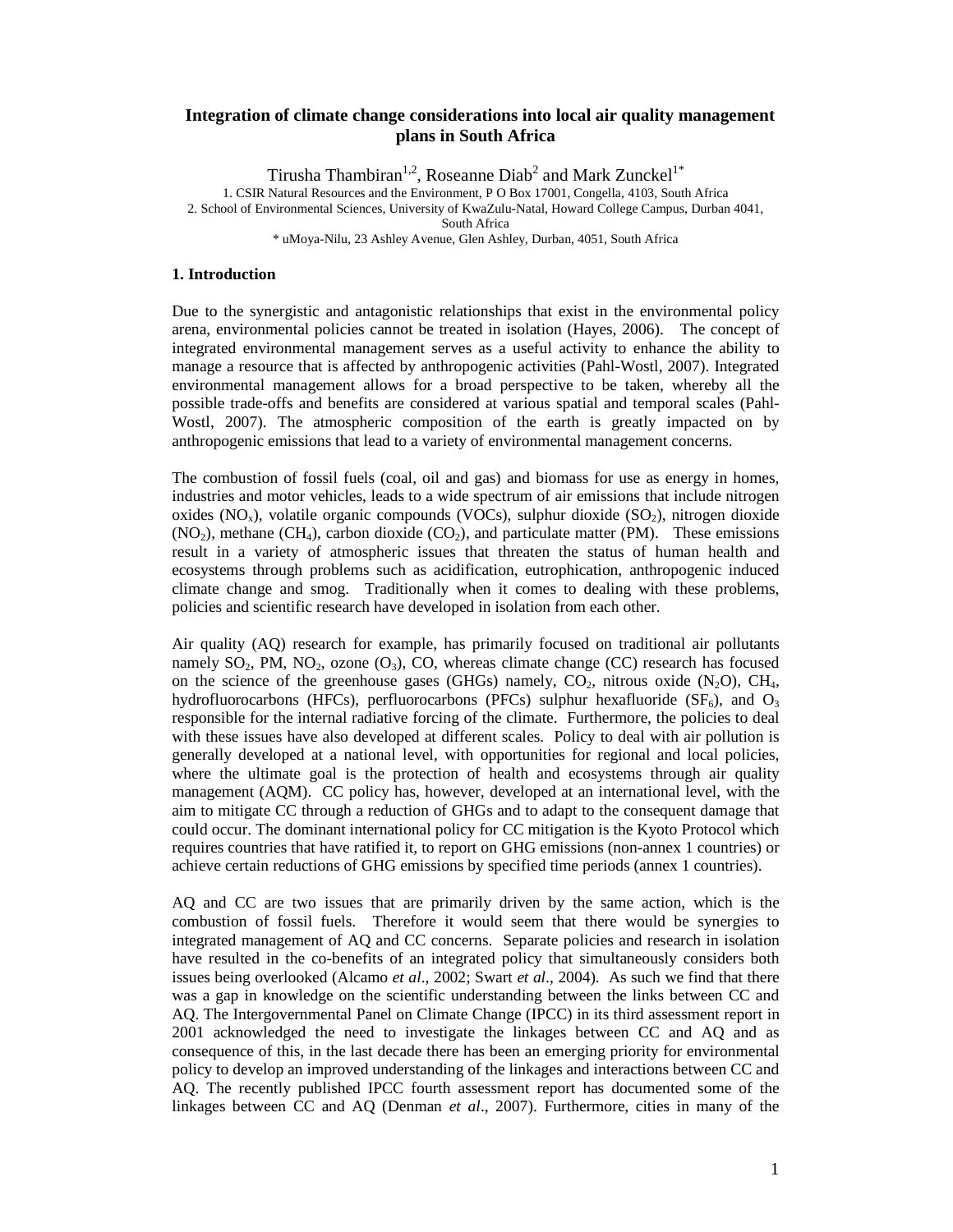# Integration of climate change considerations into local air quality management plans in South Africa

Tirusha Thambiran[1,2], Roseanne Diab[2] and Mark Zunckel[1*]

1. CSIR Natural Resources and the Environment, P O Box 17001, Congella, 4103, South Africa
2. School of Environmental Sciences, University of KwaZulu-Natal, Howard College Campus, Durban 4041, South Africa
* uMoya-Nilu, 23 Ashley Avenue, Glen Ashley, Durban, 4051, South Africa

## 1. Introduction

Due to the synergistic and antagonistic relationships that exist in the environmental policy arena, environmental policies cannot be treated in isolation (Hayes, 2006). The concept of integrated environmental management serves as a useful activity to enhance the ability to manage a resource that is affected by anthropogenic activities (Pahl-Wostl, 2007). Integrated environmental management allows for a broad perspective to be taken, whereby all the possible trade-offs and benefits are considered at various spatial and temporal scales (Pahl-Wostl, 2007). The atmospheric composition of the earth is greatly impacted on by anthropogenic emissions that lead to a variety of environmental management concerns.

The combustion of fossil fuels (coal, oil and gas) and biomass for use as energy in homes, industries and motor vehicles, leads to a wide spectrum of air emissions that include nitrogen oxides ($NO_x$), volatile organic compounds (VOCs), sulphur dioxide ($SO_2$), nitrogen dioxide ($NO_2$), methane ($CH_4$), carbon dioxide ($CO_2$), and particulate matter (PM). These emissions result in a variety of atmospheric issues that threaten the status of human health and ecosystems through problems such as acidification, eutrophication, anthropogenic induced climate change and smog. Traditionally when it comes to dealing with these problems, policies and scientific research have developed in isolation from each other.

Air quality (AQ) research for example, has primarily focused on traditional air pollutants namely $SO_2$, PM, $NO_2$, ozone ($O_3$), CO, whereas climate change (CC) research has focused on the science of the greenhouse gases (GHGs) namely, $CO_2$, nitrous oxide ($N_2O$), $CH_4$, hydrofluorocarbons (HFCs), perfluorocarbons (PFCs) sulphur hexafluoride ($SF_6$), and $O_3$ responsible for the internal radiative forcing of the climate. Furthermore, the policies to deal with these issues have also developed at different scales. Policy to deal with air pollution is generally developed at a national level, with opportunities for regional and local policies, where the ultimate goal is the protection of health and ecosystems through air quality management (AQM). CC policy has, however, developed at an international level, with the aim to mitigate CC through a reduction of GHGs and to adapt to the consequent damage that could occur. The dominant international policy for CC mitigation is the Kyoto Protocol which requires countries that have ratified it, to report on GHG emissions (non-annex 1 countries) or achieve certain reductions of GHG emissions by specified time periods (annex 1 countries).

AQ and CC are two issues that are primarily driven by the same action, which is the combustion of fossil fuels. Therefore it would seem that there would be synergies to integrated management of AQ and CC concerns. Separate policies and research in isolation have resulted in the co-benefits of an integrated policy that simultaneously considers both issues being overlooked (Alcamo *et al*., 2002; Swart *et al*., 2004). As such we find that there was a gap in knowledge on the scientific understanding between the links between CC and AQ. The Intergovernmental Panel on Climate Change (IPCC) in its third assessment report in 2001 acknowledged the need to investigate the linkages between CC and AQ and as consequence of this, in the last decade there has been an emerging priority for environmental policy to develop an improved understanding of the linkages and interactions between CC and AQ. The recently published IPCC fourth assessment report has documented some of the linkages between CC and AQ (Denman *et al*., 2007). Furthermore, cities in many of the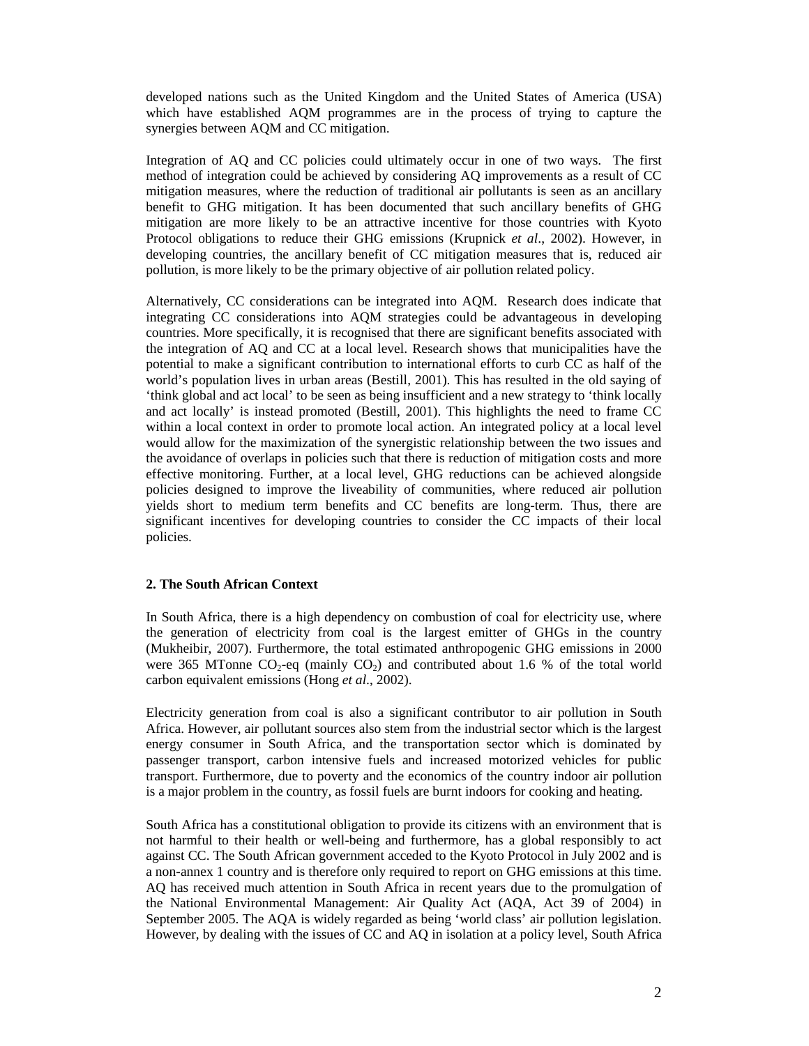developed nations such as the United Kingdom and the United States of America (USA) which have established AQM programmes are in the process of trying to capture the synergies between AQM and CC mitigation.

Integration of AQ and CC policies could ultimately occur in one of two ways. The first method of integration could be achieved by considering AQ improvements as a result of CC mitigation measures, where the reduction of traditional air pollutants is seen as an ancillary benefit to GHG mitigation. It has been documented that such ancillary benefits of GHG mitigation are more likely to be an attractive incentive for those countries with Kyoto Protocol obligations to reduce their GHG emissions (Krupnick *et al*., 2002). However, in developing countries, the ancillary benefit of CC mitigation measures that is, reduced air pollution, is more likely to be the primary objective of air pollution related policy.

Alternatively, CC considerations can be integrated into AQM. Research does indicate that integrating CC considerations into AQM strategies could be advantageous in developing countries. More specifically, it is recognised that there are significant benefits associated with the integration of AQ and CC at a local level. Research shows that municipalities have the potential to make a significant contribution to international efforts to curb CC as half of the world's population lives in urban areas (Bestill, 2001). This has resulted in the old saying of 'think global and act local' to be seen as being insufficient and a new strategy to 'think locally and act locally' is instead promoted (Bestill, 2001). This highlights the need to frame CC within a local context in order to promote local action. An integrated policy at a local level would allow for the maximization of the synergistic relationship between the two issues and the avoidance of overlaps in policies such that there is reduction of mitigation costs and more effective monitoring. Further, at a local level, GHG reductions can be achieved alongside policies designed to improve the liveability of communities, where reduced air pollution yields short to medium term benefits and CC benefits are long-term. Thus, there are significant incentives for developing countries to consider the CC impacts of their local policies.

## 2. The South African Context

In South Africa, there is a high dependency on combustion of coal for electricity use, where the generation of electricity from coal is the largest emitter of GHGs in the country (Mukheibir, 2007). Furthermore, the total estimated anthropogenic GHG emissions in 2000 were 365 MTonne $CO_2$-eq (mainly $CO_2$) and contributed about 1.6 % of the total world carbon equivalent emissions (Hong *et al*., 2002).

Electricity generation from coal is also a significant contributor to air pollution in South Africa. However, air pollutant sources also stem from the industrial sector which is the largest energy consumer in South Africa, and the transportation sector which is dominated by passenger transport, carbon intensive fuels and increased motorized vehicles for public transport. Furthermore, due to poverty and the economics of the country indoor air pollution is a major problem in the country, as fossil fuels are burnt indoors for cooking and heating.

South Africa has a constitutional obligation to provide its citizens with an environment that is not harmful to their health or well-being and furthermore, has a global responsibly to act against CC. The South African government acceded to the Kyoto Protocol in July 2002 and is a non-annex 1 country and is therefore only required to report on GHG emissions at this time. AQ has received much attention in South Africa in recent years due to the promulgation of the National Environmental Management: Air Quality Act (AQA, Act 39 of 2004) in September 2005. The AQA is widely regarded as being 'world class' air pollution legislation. However, by dealing with the issues of CC and AQ in isolation at a policy level, South Africa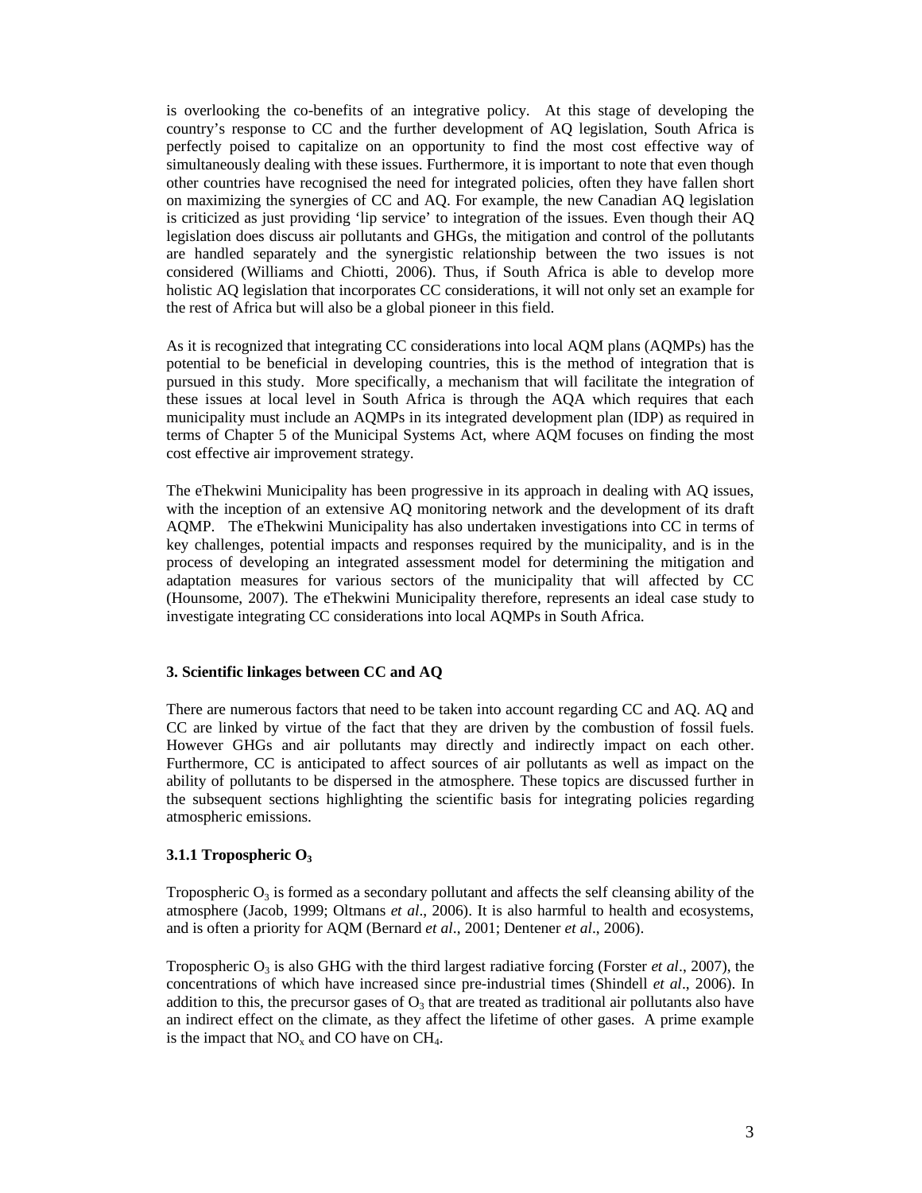is overlooking the co-benefits of an integrative policy. At this stage of developing the country's response to CC and the further development of AQ legislation, South Africa is perfectly poised to capitalize on an opportunity to find the most cost effective way of simultaneously dealing with these issues. Furthermore, it is important to note that even though other countries have recognised the need for integrated policies, often they have fallen short on maximizing the synergies of CC and AQ. For example, the new Canadian AQ legislation is criticized as just providing 'lip service' to integration of the issues. Even though their AQ legislation does discuss air pollutants and GHGs, the mitigation and control of the pollutants are handled separately and the synergistic relationship between the two issues is not considered (Williams and Chiotti, 2006). Thus, if South Africa is able to develop more holistic AQ legislation that incorporates CC considerations, it will not only set an example for the rest of Africa but will also be a global pioneer in this field.

As it is recognized that integrating CC considerations into local AQM plans (AQMPs) has the potential to be beneficial in developing countries, this is the method of integration that is pursued in this study. More specifically, a mechanism that will facilitate the integration of these issues at local level in South Africa is through the AQA which requires that each municipality must include an AQMPs in its integrated development plan (IDP) as required in terms of Chapter 5 of the Municipal Systems Act, where AQM focuses on finding the most cost effective air improvement strategy.

The eThekwini Municipality has been progressive in its approach in dealing with AQ issues, with the inception of an extensive AQ monitoring network and the development of its draft AQMP. The eThekwini Municipality has also undertaken investigations into CC in terms of key challenges, potential impacts and responses required by the municipality, and is in the process of developing an integrated assessment model for determining the mitigation and adaptation measures for various sectors of the municipality that will affected by CC (Hounsome, 2007). The eThekwini Municipality therefore, represents an ideal case study to investigate integrating CC considerations into local AQMPs in South Africa.

## 3. Scientific linkages between CC and AQ

There are numerous factors that need to be taken into account regarding CC and AQ. AQ and CC are linked by virtue of the fact that they are driven by the combustion of fossil fuels. However GHGs and air pollutants may directly and indirectly impact on each other. Furthermore, CC is anticipated to affect sources of air pollutants as well as impact on the ability of pollutants to be dispersed in the atmosphere. These topics are discussed further in the subsequent sections highlighting the scientific basis for integrating policies regarding atmospheric emissions.

### 3.1.1 Tropospheric $O_3$

Tropospheric $O_3$ is formed as a secondary pollutant and affects the self cleansing ability of the atmosphere (Jacob, 1999; Oltmans *et al*., 2006). It is also harmful to health and ecosystems, and is often a priority for AQM (Bernard *et al*., 2001; Dentener *et al*., 2006).

Tropospheric $O_3$ is also GHG with the third largest radiative forcing (Forster *et al*., 2007), the concentrations of which have increased since pre-industrial times (Shindell *et al*., 2006). In addition to this, the precursor gases of $O_3$ that are treated as traditional air pollutants also have an indirect effect on the climate, as they affect the lifetime of other gases. A prime example is the impact that $NO_x$ and CO have on $CH_4$.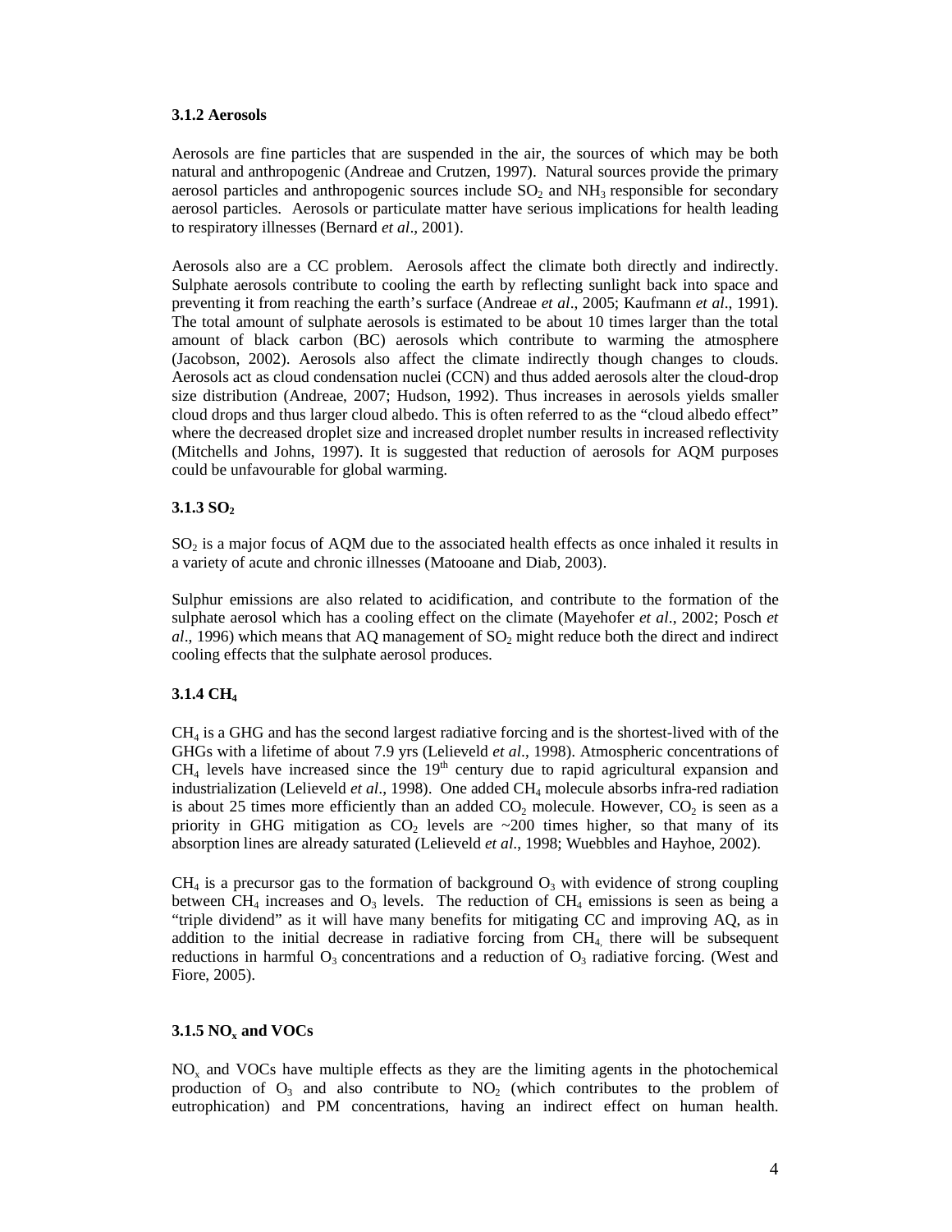### 3.1.2 Aerosols

Aerosols are fine particles that are suspended in the air, the sources of which may be both natural and anthropogenic (Andreae and Crutzen, 1997). Natural sources provide the primary aerosol particles and anthropogenic sources include $SO_2$ and $NH_3$ responsible for secondary aerosol particles. Aerosols or particulate matter have serious implications for health leading to respiratory illnesses (Bernard *et al*., 2001).

Aerosols also are a CC problem. Aerosols affect the climate both directly and indirectly. Sulphate aerosols contribute to cooling the earth by reflecting sunlight back into space and preventing it from reaching the earth's surface (Andreae *et al*., 2005; Kaufmann *et al*., 1991). The total amount of sulphate aerosols is estimated to be about 10 times larger than the total amount of black carbon (BC) aerosols which contribute to warming the atmosphere (Jacobson, 2002). Aerosols also affect the climate indirectly though changes to clouds. Aerosols act as cloud condensation nuclei (CCN) and thus added aerosols alter the cloud-drop size distribution (Andreae, 2007; Hudson, 1992). Thus increases in aerosols yields smaller cloud drops and thus larger cloud albedo. This is often referred to as the "cloud albedo effect" where the decreased droplet size and increased droplet number results in increased reflectivity (Mitchells and Johns, 1997). It is suggested that reduction of aerosols for AQM purposes could be unfavourable for global warming.

### 3.1.3 $SO_2$

$SO_2$ is a major focus of AQM due to the associated health effects as once inhaled it results in a variety of acute and chronic illnesses (Matooane and Diab, 2003).

Sulphur emissions are also related to acidification, and contribute to the formation of the sulphate aerosol which has a cooling effect on the climate (Mayehofer *et al*., 2002; Posch *et al*., 1996) which means that AQ management of $SO_2$ might reduce both the direct and indirect cooling effects that the sulphate aerosol produces.

### 3.1.4 $CH_4$

$CH_4$ is a GHG and has the second largest radiative forcing and is the shortest-lived with of the GHGs with a lifetime of about 7.9 yrs (Lelieveld *et al*., 1998). Atmospheric concentrations of $CH_4$ levels have increased since the 19th century due to rapid agricultural expansion and industrialization (Lelieveld *et al*., 1998). One added $CH_4$ molecule absorbs infra-red radiation is about 25 times more efficiently than an added $CO_2$ molecule. However, $CO_2$ is seen as a priority in GHG mitigation as $CO_2$ levels are ~200 times higher, so that many of its absorption lines are already saturated (Lelieveld *et al*., 1998; Wuebbles and Hayhoe, 2002).

$CH_4$ is a precursor gas to the formation of background $O_3$ with evidence of strong coupling between $CH_4$ increases and $O_3$ levels. The reduction of $CH_4$ emissions is seen as being a "triple dividend" as it will have many benefits for mitigating CC and improving AQ, as in addition to the initial decrease in radiative forcing from $CH_4$, there will be subsequent reductions in harmful $O_3$ concentrations and a reduction of $O_3$ radiative forcing. (West and Fiore, 2005).

### 3.1.5 $NO_x$ and VOCs

$NO_x$ and VOCs have multiple effects as they are the limiting agents in the photochemical production of $O_3$ and also contribute to $NO_2$ (which contributes to the problem of eutrophication) and PM concentrations, having an indirect effect on human health.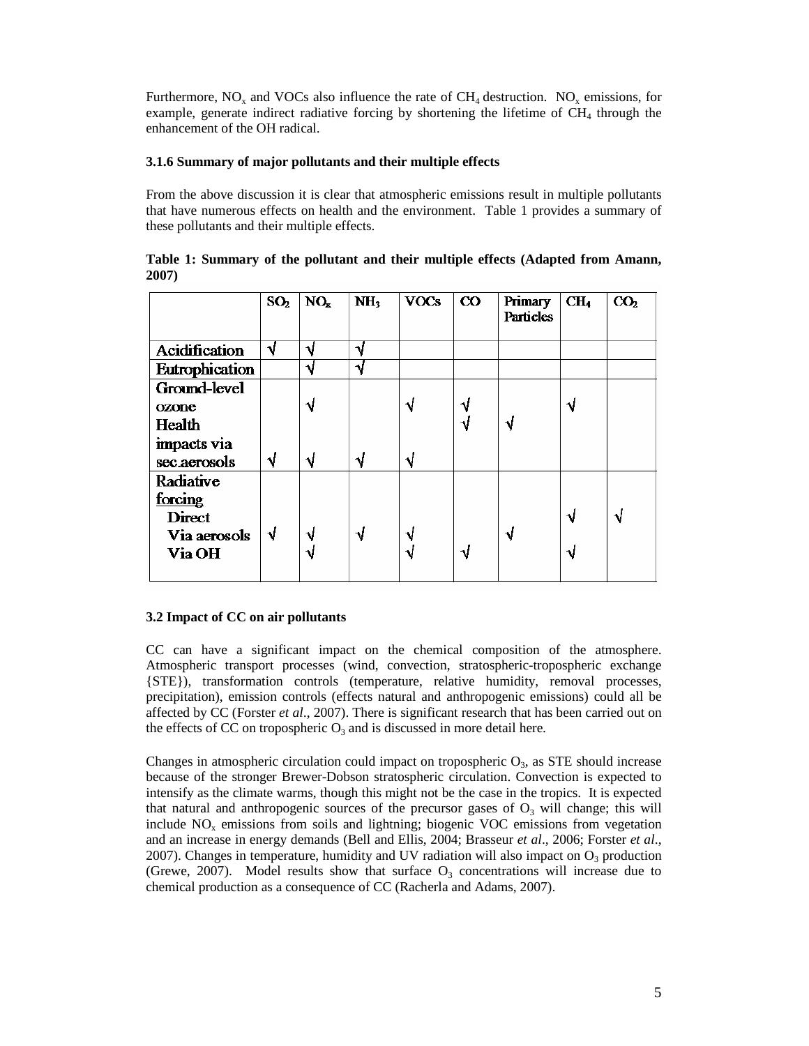Furthermore, $NO_x$ and VOCs also influence the rate of $CH_4$ destruction. $NO_x$ emissions, for example, generate indirect radiative forcing by shortening the lifetime of $CH_4$ through the enhancement of the OH radical.

### 3.1.6 Summary of major pollutants and their multiple effects

From the above discussion it is clear that atmospheric emissions result in multiple pollutants that have numerous effects on health and the environment. Table 1 provides a summary of these pollutants and their multiple effects.

**Table 1: Summary of the pollutant and their multiple effects (Adapted from Amann, 2007)**

| | $SO_2$ | $NO_x$ | $NH_3$ | VOCs | CO | Primary Particles | $CH_4$ | $CO_2$ |
|---|---|---|---|---|---|---|---|---|
| Acidification | √ | √ | √ | | | | | |
| Eutrophication | | √ | √ | | | | | |
| Ground-level ozone | | √ | | √ | √ | | √ | |
| Health impacts via sec.aerosols | √ | √ | √ | √ | √ | √ | | |
| Radiative forcing | | | | | | | | |
| Direct | | | | | | | √ | √ |
| Via aerosols | √ | √ | √ | √ | | √ | | |
| Via OH | | √ | | √ | √ | | √ | |

### 3.2 Impact of CC on air pollutants

CC can have a significant impact on the chemical composition of the atmosphere. Atmospheric transport processes (wind, convection, stratospheric-tropospheric exchange {STE}), transformation controls (temperature, relative humidity, removal processes, precipitation), emission controls (effects natural and anthropogenic emissions) could all be affected by CC (Forster *et al*., 2007). There is significant research that has been carried out on the effects of CC on tropospheric $O_3$ and is discussed in more detail here.

Changes in atmospheric circulation could impact on tropospheric $O_3$, as STE should increase because of the stronger Brewer-Dobson stratospheric circulation. Convection is expected to intensify as the climate warms, though this might not be the case in the tropics. It is expected that natural and anthropogenic sources of the precursor gases of $O_3$ will change; this will include $NO_x$ emissions from soils and lightning; biogenic VOC emissions from vegetation and an increase in energy demands (Bell and Ellis, 2004; Brasseur *et al*., 2006; Forster *et al*., 2007). Changes in temperature, humidity and UV radiation will also impact on $O_3$ production (Grewe, 2007). Model results show that surface $O_3$ concentrations will increase due to chemical production as a consequence of CC (Racherla and Adams, 2007).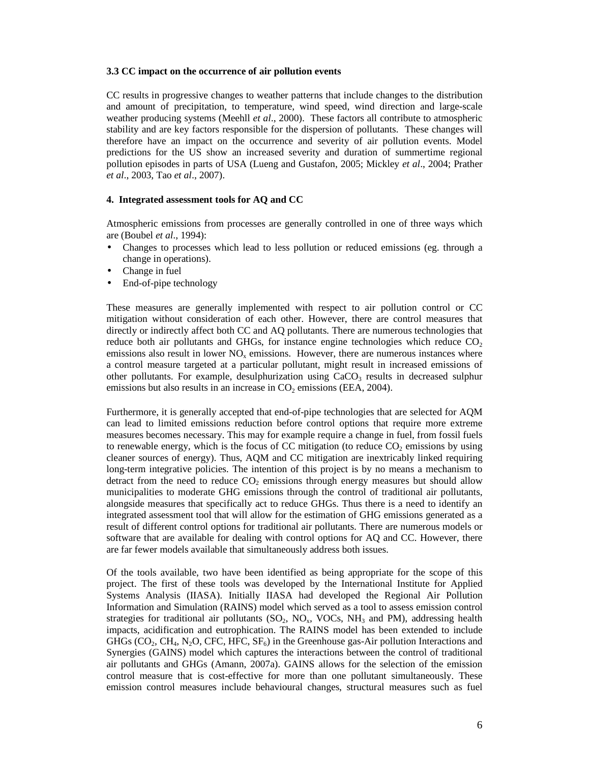### 3.3 CC impact on the occurrence of air pollution events

CC results in progressive changes to weather patterns that include changes to the distribution and amount of precipitation, to temperature, wind speed, wind direction and large-scale weather producing systems (Meehll *et al*., 2000). These factors all contribute to atmospheric stability and are key factors responsible for the dispersion of pollutants. These changes will therefore have an impact on the occurrence and severity of air pollution events. Model predictions for the US show an increased severity and duration of summertime regional pollution episodes in parts of USA (Lueng and Gustafon, 2005; Mickley *et al*., 2004; Prather *et al*., 2003, Tao *et al*., 2007).

## 4. Integrated assessment tools for AQ and CC

Atmospheric emissions from processes are generally controlled in one of three ways which are (Boubel *et al*., 1994):

- Changes to processes which lead to less pollution or reduced emissions (eg. through a change in operations).
- Change in fuel
- End-of-pipe technology

These measures are generally implemented with respect to air pollution control or CC mitigation without consideration of each other. However, there are control measures that directly or indirectly affect both CC and AQ pollutants. There are numerous technologies that reduce both air pollutants and GHGs, for instance engine technologies which reduce $CO_2$ emissions also result in lower $NO_x$ emissions. However, there are numerous instances where a control measure targeted at a particular pollutant, might result in increased emissions of other pollutants. For example, desulphurization using $CaCO_3$ results in decreased sulphur emissions but also results in an increase in $CO_2$ emissions (EEA, 2004).

Furthermore, it is generally accepted that end-of-pipe technologies that are selected for AQM can lead to limited emissions reduction before control options that require more extreme measures becomes necessary. This may for example require a change in fuel, from fossil fuels to renewable energy, which is the focus of CC mitigation (to reduce $CO_2$ emissions by using cleaner sources of energy). Thus, AQM and CC mitigation are inextricably linked requiring long-term integrative policies. The intention of this project is by no means a mechanism to detract from the need to reduce $CO_2$ emissions through energy measures but should allow municipalities to moderate GHG emissions through the control of traditional air pollutants, alongside measures that specifically act to reduce GHGs. Thus there is a need to identify an integrated assessment tool that will allow for the estimation of GHG emissions generated as a result of different control options for traditional air pollutants. There are numerous models or software that are available for dealing with control options for AQ and CC. However, there are far fewer models available that simultaneously address both issues.

Of the tools available, two have been identified as being appropriate for the scope of this project. The first of these tools was developed by the International Institute for Applied Systems Analysis (IIASA). Initially IIASA had developed the Regional Air Pollution Information and Simulation (RAINS) model which served as a tool to assess emission control strategies for traditional air pollutants ($SO_2$, $NO_x$, VOCs, $NH_3$ and PM), addressing health impacts, acidification and eutrophication. The RAINS model has been extended to include GHGs ($CO_2$, $CH_4$, $N_2O$, CFC, HFC, $SF_6$) in the Greenhouse gas-Air pollution Interactions and Synergies (GAINS) model which captures the interactions between the control of traditional air pollutants and GHGs (Amann, 2007a). GAINS allows for the selection of the emission control measure that is cost-effective for more than one pollutant simultaneously. These emission control measures include behavioural changes, structural measures such as fuel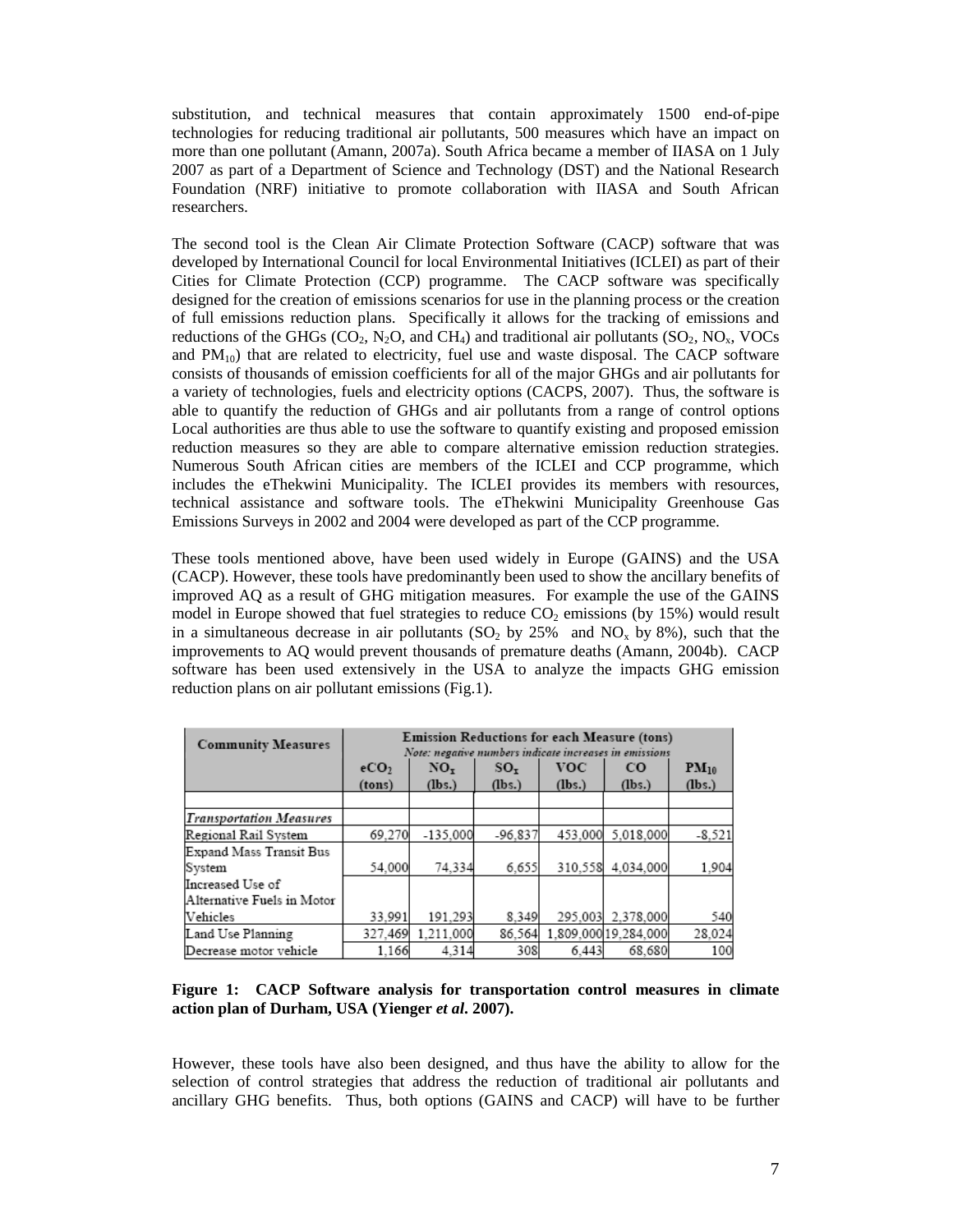substitution, and technical measures that contain approximately 1500 end-of-pipe technologies for reducing traditional air pollutants, 500 measures which have an impact on more than one pollutant (Amann, 2007a). South Africa became a member of IIASA on 1 July 2007 as part of a Department of Science and Technology (DST) and the National Research Foundation (NRF) initiative to promote collaboration with IIASA and South African researchers.

The second tool is the Clean Air Climate Protection Software (CACP) software that was developed by International Council for local Environmental Initiatives (ICLEI) as part of their Cities for Climate Protection (CCP) programme. The CACP software was specifically designed for the creation of emissions scenarios for use in the planning process or the creation of full emissions reduction plans. Specifically it allows for the tracking of emissions and reductions of the GHGs ($CO_2$, $N_2O$, and $CH_4$) and traditional air pollutants ($SO_2$, $NO_x$, VOCs and $PM_{10}$) that are related to electricity, fuel use and waste disposal. The CACP software consists of thousands of emission coefficients for all of the major GHGs and air pollutants for a variety of technologies, fuels and electricity options (CACPS, 2007). Thus, the software is able to quantify the reduction of GHGs and air pollutants from a range of control options Local authorities are thus able to use the software to quantify existing and proposed emission reduction measures so they are able to compare alternative emission reduction strategies. Numerous South African cities are members of the ICLEI and CCP programme, which includes the eThekwini Municipality. The ICLEI provides its members with resources, technical assistance and software tools. The eThekwini Municipality Greenhouse Gas Emissions Surveys in 2002 and 2004 were developed as part of the CCP programme.

These tools mentioned above, have been used widely in Europe (GAINS) and the USA (CACP). However, these tools have predominantly been used to show the ancillary benefits of improved AQ as a result of GHG mitigation measures. For example the use of the GAINS model in Europe showed that fuel strategies to reduce $CO_2$ emissions (by 15%) would result in a simultaneous decrease in air pollutants ($SO_2$ by 25% and $NO_x$ by 8%), such that the improvements to AQ would prevent thousands of premature deaths (Amann, 2004b). CACP software has been used extensively in the USA to analyze the impacts GHG emission reduction plans on air pollutant emissions (Fig.1).

| Community Measures | Emission Reductions for each Measure (tons) *Note: negative numbers indicate increases in emissions* | | | | | |
|---|---|---|---|---|---|---|
| | $eCO_2$ (tons) | $NO_x$ (lbs.) | $SO_x$ (lbs.) | VOC (lbs.) | CO (lbs.) | $PM_{10}$ (lbs.) |
| | | | | | | |
| *Transportation Measures* | | | | | | |
| Regional Rail System | 69,270 | -135,000 | -96,837 | 453,000 | 5,018,000 | -8,521 |
| Expand Mass Transit Bus System | 54,000 | 74,334 | 6,655 | 310,558 | 4,034,000 | 1,904 |
| Increased Use of Alternative Fuels in Motor Vehicles | 33,991 | 191,293 | 8,349 | 295,003 | 2,378,000 | 540 |
| Land Use Planning | 327,469 | 1,211,000 | 86,564 | 1,809,000 | 19,284,000 | 28,024 |
| Decrease motor vehicle | 1,166 | 4,314 | 308 | 6,443 | 68,680 | 100 |

**Figure 1: CACP Software analysis for transportation control measures in climate action plan of Durham, USA (Yienger *et al*. 2007).**

However, these tools have also been designed, and thus have the ability to allow for the selection of control strategies that address the reduction of traditional air pollutants and ancillary GHG benefits. Thus, both options (GAINS and CACP) will have to be further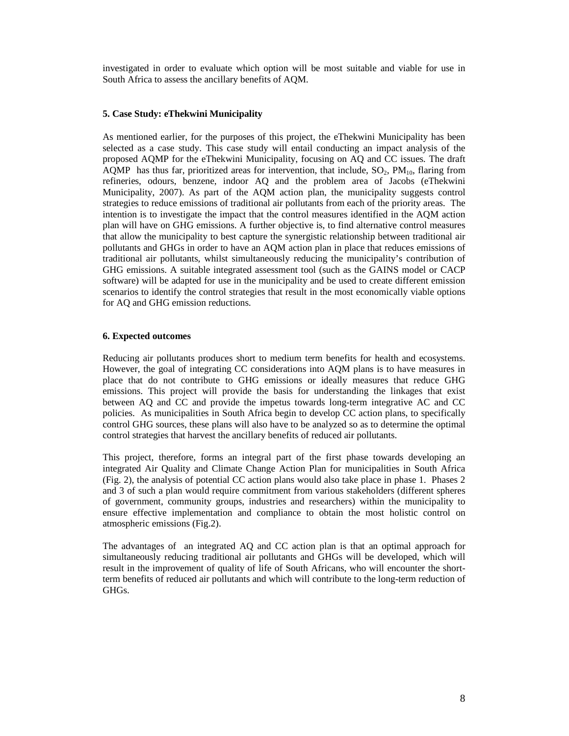investigated in order to evaluate which option will be most suitable and viable for use in South Africa to assess the ancillary benefits of AQM.

### 5. Case Study: eThekwini Municipality

As mentioned earlier, for the purposes of this project, the eThekwini Municipality has been selected as a case study. This case study will entail conducting an impact analysis of the proposed AQMP for the eThekwini Municipality, focusing on AQ and CC issues. The draft AQMP has thus far, prioritized areas for intervention, that include, $SO_2$, $PM_{10}$, flaring from refineries, odours, benzene, indoor AQ and the problem area of Jacobs (eThekwini Municipality, 2007). As part of the AQM action plan, the municipality suggests control strategies to reduce emissions of traditional air pollutants from each of the priority areas. The intention is to investigate the impact that the control measures identified in the AQM action plan will have on GHG emissions. A further objective is, to find alternative control measures that allow the municipality to best capture the synergistic relationship between traditional air pollutants and GHGs in order to have an AQM action plan in place that reduces emissions of traditional air pollutants, whilst simultaneously reducing the municipality's contribution of GHG emissions. A suitable integrated assessment tool (such as the GAINS model or CACP software) will be adapted for use in the municipality and be used to create different emission scenarios to identify the control strategies that result in the most economically viable options for AQ and GHG emission reductions.

### 6. Expected outcomes

Reducing air pollutants produces short to medium term benefits for health and ecosystems. However, the goal of integrating CC considerations into AQM plans is to have measures in place that do not contribute to GHG emissions or ideally measures that reduce GHG emissions. This project will provide the basis for understanding the linkages that exist between AQ and CC and provide the impetus towards long-term integrative AC and CC policies. As municipalities in South Africa begin to develop CC action plans, to specifically control GHG sources, these plans will also have to be analyzed so as to determine the optimal control strategies that harvest the ancillary benefits of reduced air pollutants.

This project, therefore, forms an integral part of the first phase towards developing an integrated Air Quality and Climate Change Action Plan for municipalities in South Africa (Fig. 2), the analysis of potential CC action plans would also take place in phase 1. Phases 2 and 3 of such a plan would require commitment from various stakeholders (different spheres of government, community groups, industries and researchers) within the municipality to ensure effective implementation and compliance to obtain the most holistic control on atmospheric emissions (Fig.2).

The advantages of an integrated AQ and CC action plan is that an optimal approach for simultaneously reducing traditional air pollutants and GHGs will be developed, which will result in the improvement of quality of life of South Africans, who will encounter the short-term benefits of reduced air pollutants and which will contribute to the long-term reduction of GHGs.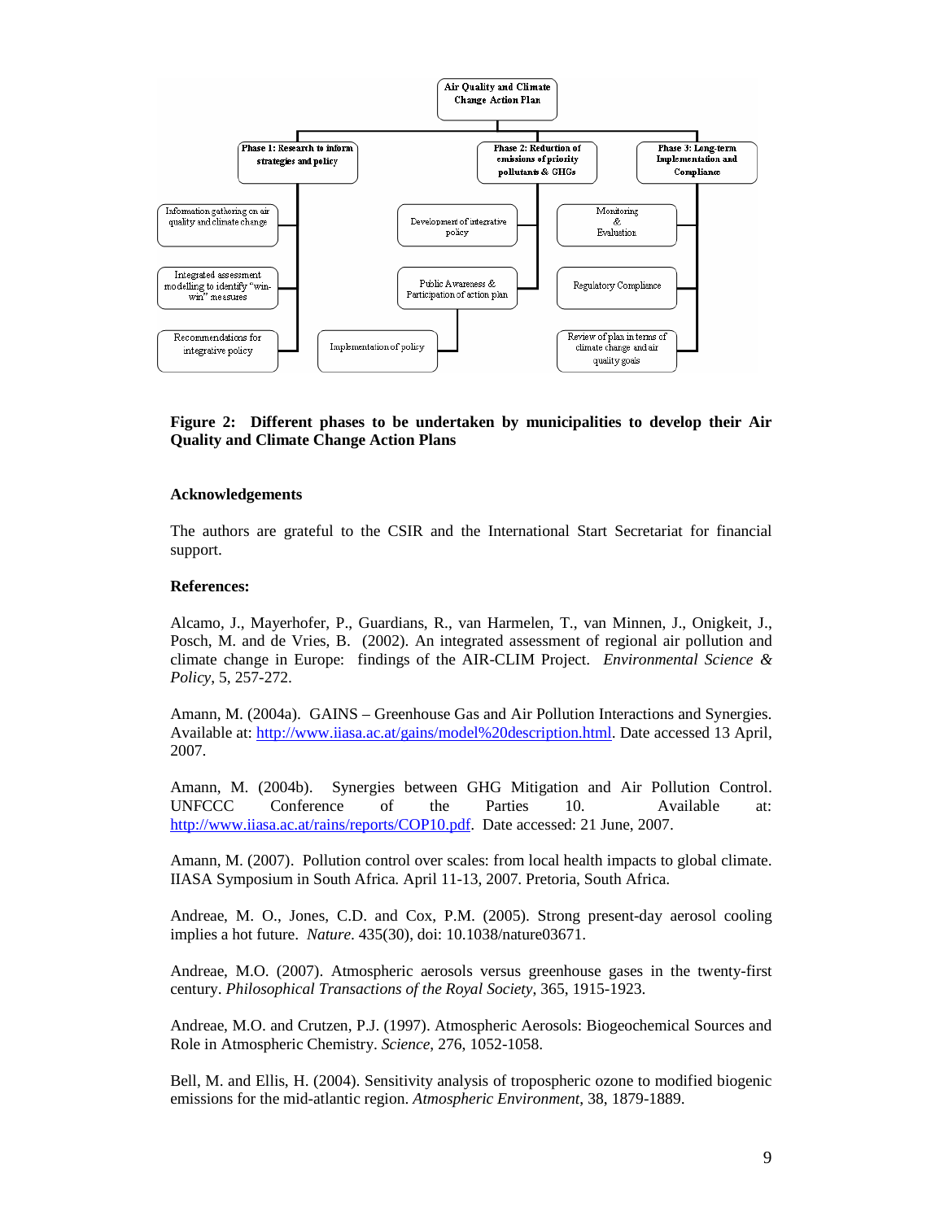Air Quality and Climate Change Action Plan

Phase 1: Research to inform strategies and policy

- Information gathering on air quality and climate change
- Integrated assessment modelling to identify "win-win" measures
- Recommendations for integrative policy

Phase 2: Reduction of emissions of priority pollutants & GHGs

- Development of integrative policy
- Public Awareness & Participation of action plan
- Implementation of policy

Phase 3: Long-term Implementation and Compliance

- Monitoring & Evaluation
- Regulatory Compliance
- Review of plan in terms of climate change and air quality goals

**Figure 2: Different phases to be undertaken by municipalities to develop their Air Quality and Climate Change Action Plans**

## Acknowledgements

The authors are grateful to the CSIR and the International Start Secretariat for financial support.

## References:

Alcamo, J., Mayerhofer, P., Guardians, R., van Harmelen, T., van Minnen, J., Onigkeit, J., Posch, M. and de Vries, B. (2002). An integrated assessment of regional air pollution and climate change in Europe: findings of the AIR-CLIM Project. *Environmental Science & Policy*, 5, 257-272.

Amann, M. (2004a). GAINS – Greenhouse Gas and Air Pollution Interactions and Synergies. Available at: http://www.iiasa.ac.at/gains/model%20description.html. Date accessed 13 April, 2007.

Amann, M. (2004b). Synergies between GHG Mitigation and Air Pollution Control. UNFCCC Conference of the Parties 10. Available at: http://www.iiasa.ac.at/rains/reports/COP10.pdf. Date accessed: 21 June, 2007.

Amann, M. (2007). Pollution control over scales: from local health impacts to global climate. IIASA Symposium in South Africa. April 11-13, 2007. Pretoria, South Africa.

Andreae, M. O., Jones, C.D. and Cox, P.M. (2005). Strong present-day aerosol cooling implies a hot future. *Nature*. 435(30), doi: 10.1038/nature03671.

Andreae, M.O. (2007). Atmospheric aerosols versus greenhouse gases in the twenty-first century. *Philosophical Transactions of the Royal Society*, 365, 1915-1923.

Andreae, M.O. and Crutzen, P.J. (1997). Atmospheric Aerosols: Biogeochemical Sources and Role in Atmospheric Chemistry. *Science*, 276, 1052-1058.

Bell, M. and Ellis, H. (2004). Sensitivity analysis of tropospheric ozone to modified biogenic emissions for the mid-atlantic region. *Atmospheric Environment*, 38, 1879-1889.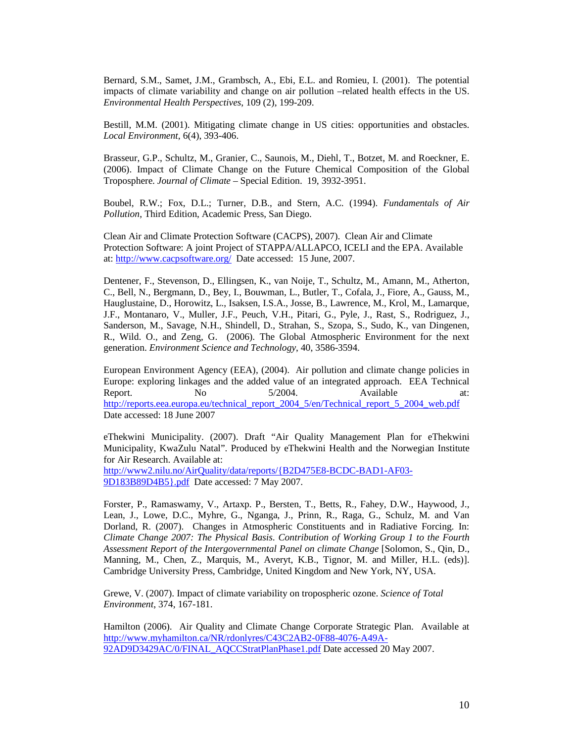Bernard, S.M., Samet, J.M., Grambsch, A., Ebi, E.L. and Romieu, I. (2001). The potential impacts of climate variability and change on air pollution –related health effects in the US. *Environmental Health Perspectives*, 109 (2), 199-209.

Bestill, M.M. (2001). Mitigating climate change in US cities: opportunities and obstacles. *Local Environment*, 6(4), 393-406.

Brasseur, G.P., Schultz, M., Granier, C., Saunois, M., Diehl, T., Botzet, M. and Roeckner, E. (2006). Impact of Climate Change on the Future Chemical Composition of the Global Troposphere. *Journal of Climate* – Special Edition. 19, 3932-3951.

Boubel, R.W.; Fox, D.L.; Turner, D.B., and Stern, A.C. (1994). *Fundamentals of Air Pollution*, Third Edition, Academic Press, San Diego.

Clean Air and Climate Protection Software (CACPS), 2007). Clean Air and Climate Protection Software: A joint Project of STAPPA/ALLAPCO, ICELI and the EPA. Available at: http://www.cacpsoftware.org/ Date accessed: 15 June, 2007.

Dentener, F., Stevenson, D., Ellingsen, K., van Noije, T., Schultz, M., Amann, M., Atherton, C., Bell, N., Bergmann, D., Bey, I., Bouwman, L., Butler, T., Cofala, J., Fiore, A., Gauss, M., Hauglustaine, D., Horowitz, L., Isaksen, I.S.A., Josse, B., Lawrence, M., Krol, M., Lamarque, J.F., Montanaro, V., Muller, J.F., Peuch, V.H., Pitari, G., Pyle, J., Rast, S., Rodriguez, J., Sanderson, M., Savage, N.H., Shindell, D., Strahan, S., Szopa, S., Sudo, K., van Dingenen, R., Wild. O., and Zeng, G. (2006). The Global Atmospheric Environment for the next generation. *Environment Science and Technology*, 40, 3586-3594.

European Environment Agency (EEA), (2004). Air pollution and climate change policies in Europe: exploring linkages and the added value of an integrated approach. EEA Technical Report. No 5/2004. Available at: http://reports.eea.europa.eu/technical_report_2004_5/en/Technical_report_5_2004_web.pdf Date accessed: 18 June 2007

eThekwini Municipality. (2007). Draft "Air Quality Management Plan for eThekwini Municipality, KwaZulu Natal". Produced by eThekwini Health and the Norwegian Institute for Air Research. Available at: http://www2.nilu.no/AirQuality/data/reports/{B2D475E8-BCDC-BAD1-AF03-9D183B89D4B5}.pdf Date accessed: 7 May 2007.

Forster, P., Ramaswamy, V., Artaxp. P., Bersten, T., Betts, R., Fahey, D.W., Haywood, J., Lean, J., Lowe, D.C., Myhre, G., Nganga, J., Prinn, R., Raga, G., Schulz, M. and Van Dorland, R. (2007). Changes in Atmospheric Constituents and in Radiative Forcing. In: *Climate Change 2007: The Physical Basis. Contribution of Working Group 1 to the Fourth Assessment Report of the Intergovernmental Panel on climate Change* [Solomon, S., Qin, D., Manning, M., Chen, Z., Marquis, M., Averyt, K.B., Tignor, M. and Miller, H.L. (eds)]. Cambridge University Press, Cambridge, United Kingdom and New York, NY, USA.

Grewe, V. (2007). Impact of climate variability on tropospheric ozone. *Science of Total Environment*, 374, 167-181.

Hamilton (2006). Air Quality and Climate Change Corporate Strategic Plan. Available at http://www.myhamilton.ca/NR/rdonlyres/C43C2AB2-0F88-4076-A49A-92AD9D3429AC/0/FINAL_AQCCStratPlanPhase1.pdf Date accessed 20 May 2007.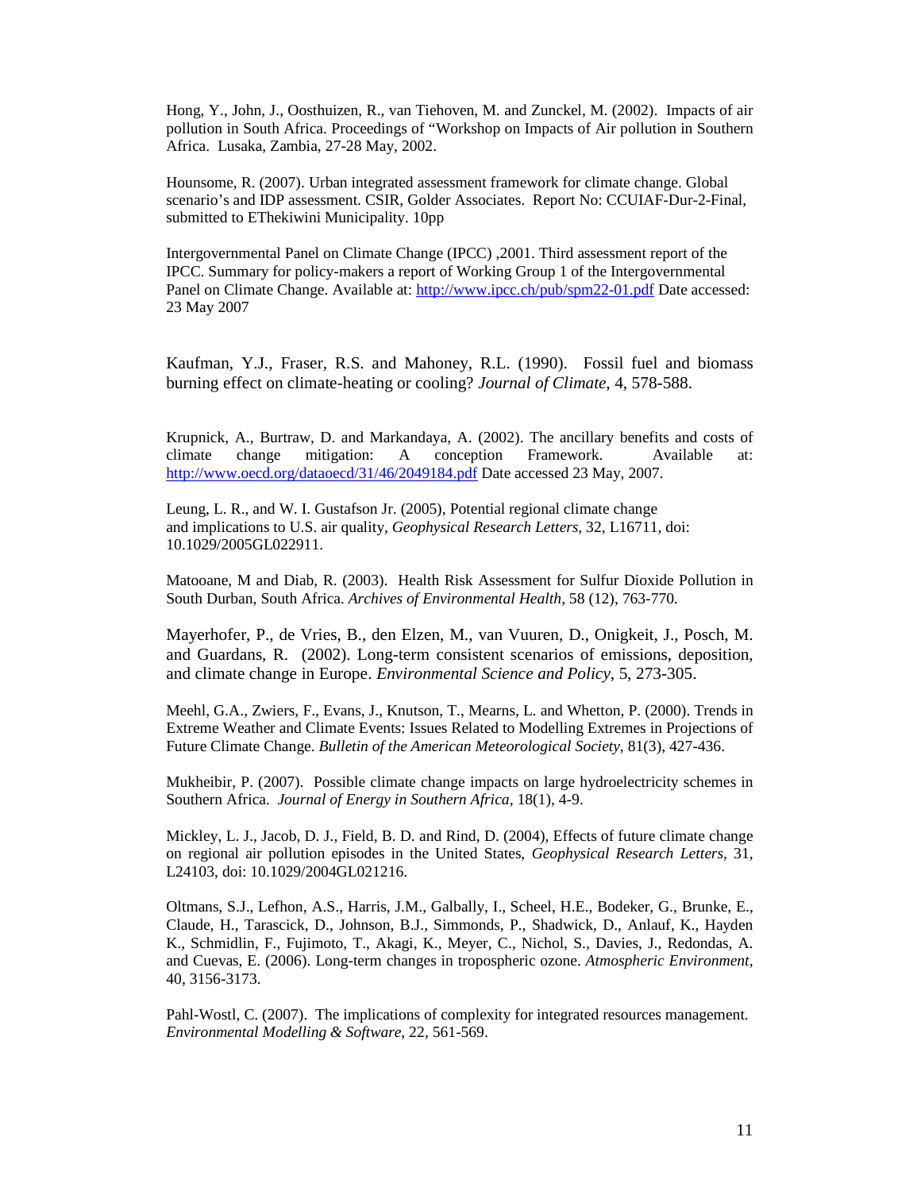Hong, Y., John, J., Oosthuizen, R., van Tiehoven, M. and Zunckel, M. (2002). Impacts of air pollution in South Africa. Proceedings of "Workshop on Impacts of Air pollution in Southern Africa. Lusaka, Zambia, 27-28 May, 2002.

Hounsome, R. (2007). Urban integrated assessment framework for climate change. Global scenario's and IDP assessment. CSIR, Golder Associates. Report No: CCUIAF-Dur-2-Final, submitted to EThekiwini Municipality. 10pp

Intergovernmental Panel on Climate Change (IPCC) ,2001. Third assessment report of the IPCC. Summary for policy-makers a report of Working Group 1 of the Intergovernmental Panel on Climate Change. Available at: http://www.ipcc.ch/pub/spm22-01.pdf Date accessed: 23 May 2007

Kaufman, Y.J., Fraser, R.S. and Mahoney, R.L. (1990). Fossil fuel and biomass burning effect on climate-heating or cooling? *Journal of Climate*, 4, 578-588.

Krupnick, A., Burtraw, D. and Markandaya, A. (2002). The ancillary benefits and costs of climate change mitigation: A conception Framework. Available at: http://www.oecd.org/dataoecd/31/46/2049184.pdf Date accessed 23 May, 2007.

Leung, L. R., and W. I. Gustafson Jr. (2005), Potential regional climate change and implications to U.S. air quality, *Geophysical Research Letters*, 32, L16711, doi: 10.1029/2005GL022911.

Matooane, M and Diab, R. (2003). Health Risk Assessment for Sulfur Dioxide Pollution in South Durban, South Africa. *Archives of Environmental Health*, 58 (12), 763-770.

Mayerhofer, P., de Vries, B., den Elzen, M., van Vuuren, D., Onigkeit, J., Posch, M. and Guardans, R. (2002). Long-term consistent scenarios of emissions, deposition, and climate change in Europe. *Environmental Science and Policy*, 5, 273-305.

Meehl, G.A., Zwiers, F., Evans, J., Knutson, T., Mearns, L. and Whetton, P. (2000). Trends in Extreme Weather and Climate Events: Issues Related to Modelling Extremes in Projections of Future Climate Change. *Bulletin of the American Meteorological Society*, 81(3), 427-436.

Mukheibir, P. (2007). Possible climate change impacts on large hydroelectricity schemes in Southern Africa. *Journal of Energy in Southern Africa*, 18(1), 4-9.

Mickley, L. J., Jacob, D. J., Field, B. D. and Rind, D. (2004), Effects of future climate change on regional air pollution episodes in the United States, *Geophysical Research Letters*, 31, L24103, doi: 10.1029/2004GL021216.

Oltmans, S.J., Lefhon, A.S., Harris, J.M., Galbally, I., Scheel, H.E., Bodeker, G., Brunke, E., Claude, H., Tarascick, D., Johnson, B.J., Simmonds, P., Shadwick, D., Anlauf, K., Hayden K., Schmidlin, F., Fujimoto, T., Akagi, K., Meyer, C., Nichol, S., Davies, J., Redondas, A. and Cuevas, E. (2006). Long-term changes in tropospheric ozone. *Atmospheric Environment*, 40, 3156-3173.

Pahl-Wostl, C. (2007). The implications of complexity for integrated resources management. *Environmental Modelling & Software*, 22, 561-569.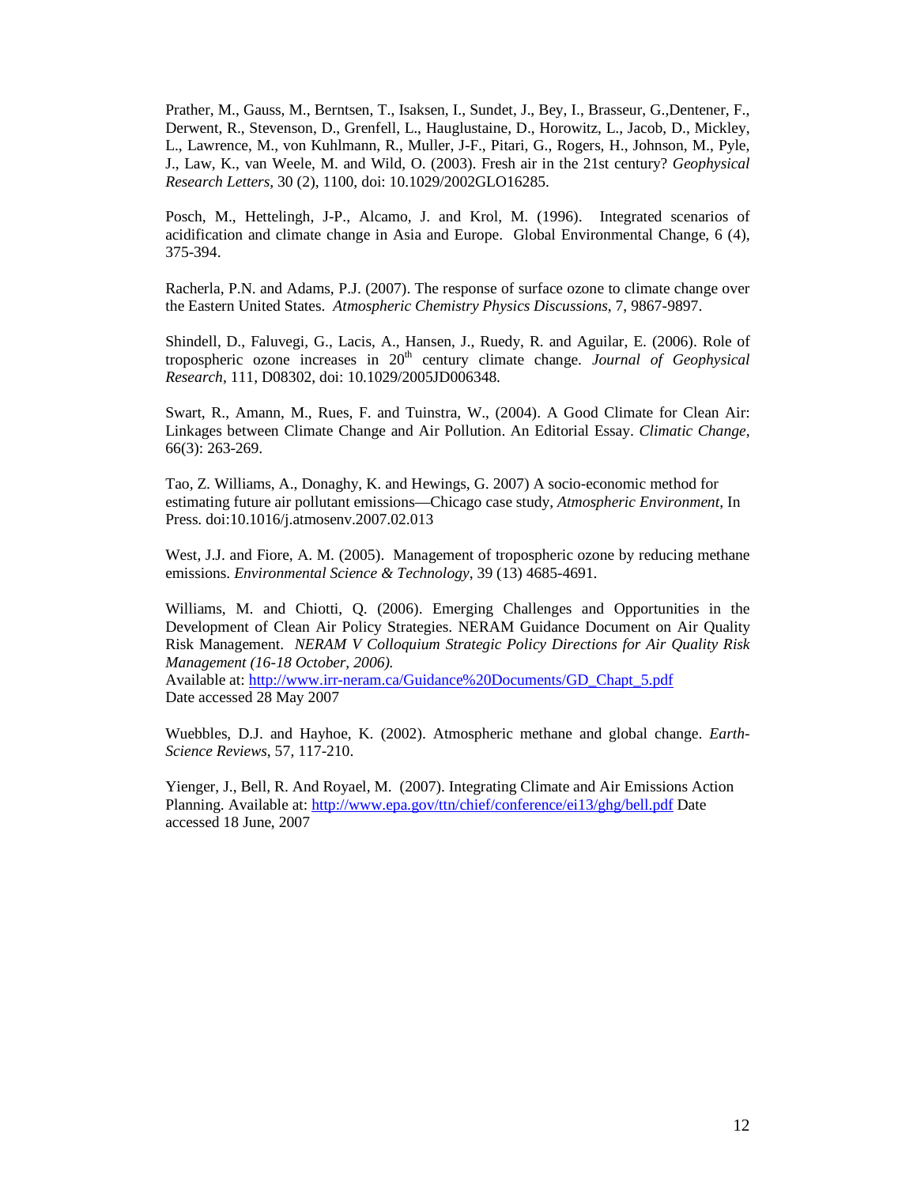Prather, M., Gauss, M., Berntsen, T., Isaksen, I., Sundet, J., Bey, I., Brasseur, G.,Dentener, F., Derwent, R., Stevenson, D., Grenfell, L., Hauglustaine, D., Horowitz, L., Jacob, D., Mickley, L., Lawrence, M., von Kuhlmann, R., Muller, J-F., Pitari, G., Rogers, H., Johnson, M., Pyle, J., Law, K., van Weele, M. and Wild, O. (2003). Fresh air in the 21st century? *Geophysical Research Letters*, 30 (2), 1100, doi: 10.1029/2002GLO16285.

Posch, M., Hettelingh, J-P., Alcamo, J. and Krol, M. (1996). Integrated scenarios of acidification and climate change in Asia and Europe. Global Environmental Change, 6 (4), 375-394.

Racherla, P.N. and Adams, P.J. (2007). The response of surface ozone to climate change over the Eastern United States. *Atmospheric Chemistry Physics Discussions*, 7, 9867-9897.

Shindell, D., Faluvegi, G., Lacis, A., Hansen, J., Ruedy, R. and Aguilar, E. (2006). Role of tropospheric ozone increases in $20^{th}$ century climate change. *Journal of Geophysical Research*, 111, D08302, doi: 10.1029/2005JD006348.

Swart, R., Amann, M., Rues, F. and Tuinstra, W., (2004). A Good Climate for Clean Air: Linkages between Climate Change and Air Pollution. An Editorial Essay. *Climatic Change*, 66(3): 263-269.

Tao, Z. Williams, A., Donaghy, K. and Hewings, G. 2007) A socio-economic method for estimating future air pollutant emissions—Chicago case study, *Atmospheric Environment*, In Press. doi:10.1016/j.atmosenv.2007.02.013

West, J.J. and Fiore, A. M. (2005). Management of tropospheric ozone by reducing methane emissions. *Environmental Science & Technology*, 39 (13) 4685-4691.

Williams, M. and Chiotti, Q. (2006). Emerging Challenges and Opportunities in the Development of Clean Air Policy Strategies. NERAM Guidance Document on Air Quality Risk Management. *NERAM V Colloquium Strategic Policy Directions for Air Quality Risk Management (16-18 October, 2006).*
Available at: http://www.irr-neram.ca/Guidance%20Documents/GD_Chapt_5.pdf
Date accessed 28 May 2007

Wuebbles, D.J. and Hayhoe, K. (2002). Atmospheric methane and global change. *Earth-Science Reviews*, 57, 117-210.

Yienger, J., Bell, R. And Royael, M. (2007). Integrating Climate and Air Emissions Action Planning. Available at: http://www.epa.gov/ttn/chief/conference/ei13/ghg/bell.pdf Date accessed 18 June, 2007